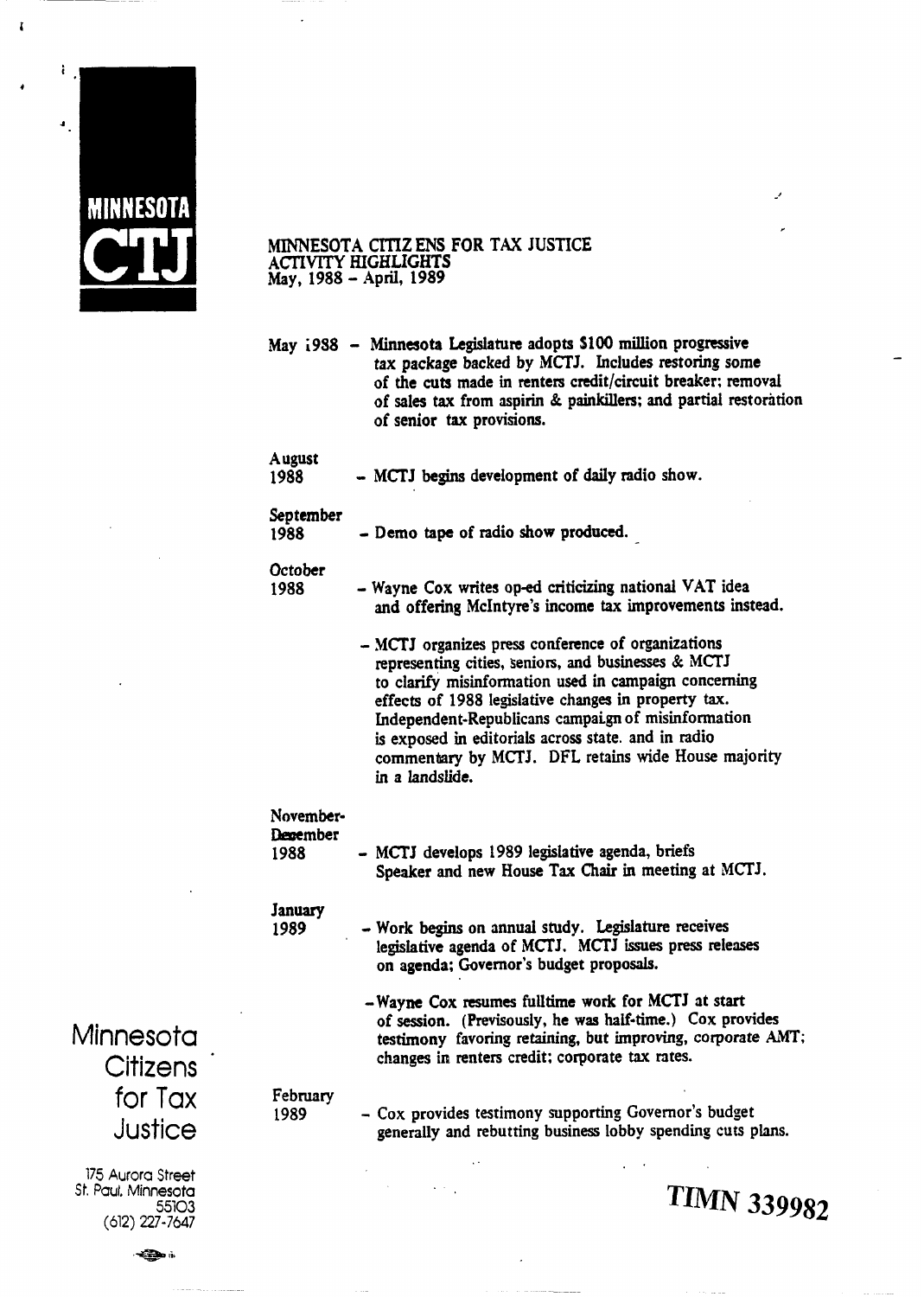MINNESOTA

CTJ

MINNESOTA CITIZENS FOR TAX JUSTICE
ACTIVITY HIGHLIGHTS
May, 1988 – April, 1989

May 1988 – Minnesota Legislature adopts $100 million progressive tax package backed by MCTJ. Includes restoring some of the cuts made in renters credit/circuit breaker; removal of sales tax from aspirin & painkillers; and partial restoration of senior tax provisions.

August 1988 – MCTJ begins development of daily radio show.

September 1988 – Demo tape of radio show produced.

October 1988 – Wayne Cox writes op-ed criticizing national VAT idea and offering McIntyre's income tax improvements instead.

– MCTJ organizes press conference of organizations representing cities, seniors, and businesses & MCTJ to clarify misinformation used in campaign concerning effects of 1988 legislative changes in property tax. Independent-Republicans campaign of misinformation is exposed in editorials across state. and in radio commentary by MCTJ. DFL retains wide House majority in a landslide.

November-December 1988 – MCTJ develops 1989 legislative agenda, briefs Speaker and new House Tax Chair in meeting at MCTJ.

January 1989 – Work begins on annual study. Legislature receives legislative agenda of MCTJ. MCTJ issues press releases on agenda; Governor's budget proposals.

– Wayne Cox resumes fulltime work for MCTJ at start of session. (Previsously, he was half-time.) Cox provides testimony favoring retaining, but improving, corporate AMT; changes in renters credit; corporate tax rates.

February 1989 – Cox provides testimony supporting Governor's budget generally and rebutting business lobby spending cuts plans.

Minnesota Citizens for Tax Justice

175 Aurora Street
St. Paul, Minnesota
55103
(612) 227-7647

TIMN 339982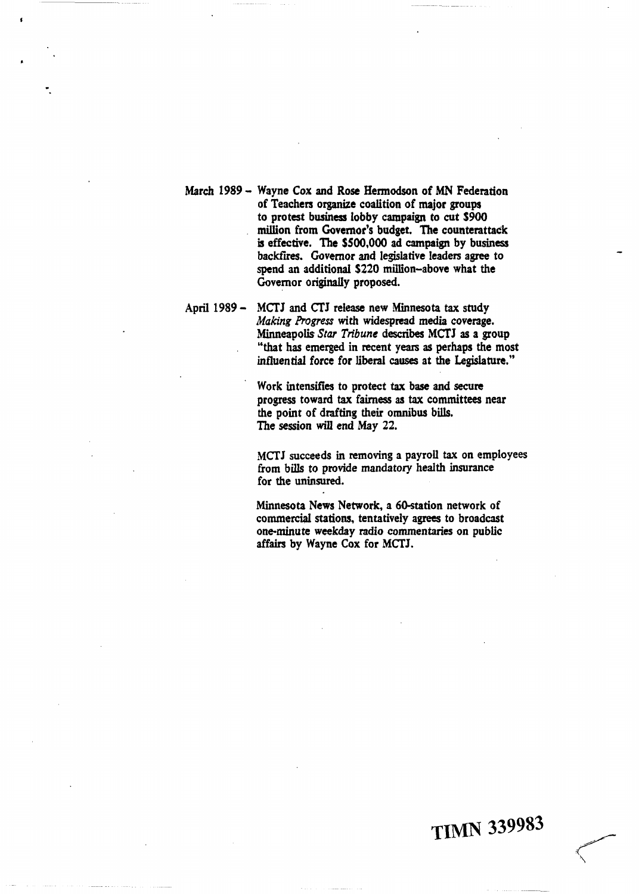March 1989 – Wayne Cox and Rose Hermodson of MN Federation of Teachers organize coalition of major groups to protest business lobby campaign to cut $900 million from Governor's budget. The counterattack is effective. The $500,000 ad campaign by business backfires. Governor and legislative leaders agree to spend an additional $220 million–above what the Governor originally proposed.

April 1989 – MCTJ and CTJ release new Minnesota tax study *Making Progress* with widespread media coverage. Minneapolis *Star Tribune* describes MCTJ as a group "that has emerged in recent years as perhaps the most influential force for liberal causes at the Legislature."

Work intensifies to protect tax base and secure progress toward tax fairness as tax committees near the point of drafting their omnibus bills. The session will end May 22.

MCTJ succeeds in removing a payroll tax on employees from bills to provide mandatory health insurance for the uninsured.

Minnesota News Network, a 60-station network of commercial stations, tentatively agrees to broadcast one-minute weekday radio commentaries on public affairs by Wayne Cox for MCTJ.

TIMN 339983